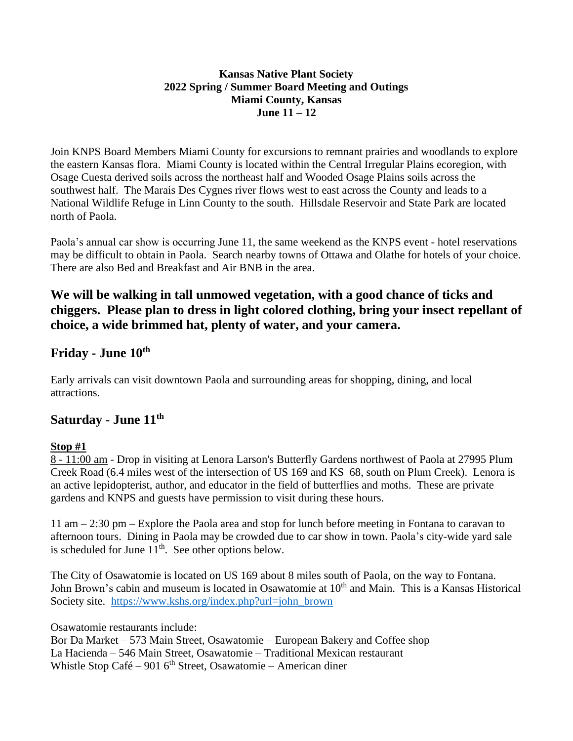**Kansas Native Plant Society**
**2022 Spring / Summer Board Meeting and Outings**
**Miami County, Kansas**
**June 11 – 12**

Join KNPS Board Members Miami County for excursions to remnant prairies and woodlands to explore the eastern Kansas flora. Miami County is located within the Central Irregular Plains ecoregion, with Osage Cuesta derived soils across the northeast half and Wooded Osage Plains soils across the southwest half. The Marais Des Cygnes river flows west to east across the County and leads to a National Wildlife Refuge in Linn County to the south. Hillsdale Reservoir and State Park are located north of Paola.

Paola's annual car show is occurring June 11, the same weekend as the KNPS event - hotel reservations may be difficult to obtain in Paola. Search nearby towns of Ottawa and Olathe for hotels of your choice. There are also Bed and Breakfast and Air BNB in the area.

**We will be walking in tall unmowed vegetation, with a good chance of ticks and chiggers. Please plan to dress in light colored clothing, bring your insect repellant of choice, a wide brimmed hat, plenty of water, and your camera.**

## Friday - June 10th

Early arrivals can visit downtown Paola and surrounding areas for shopping, dining, and local attractions.

## Saturday - June 11th

**Stop #1**

8 - 11:00 am - Drop in visiting at Lenora Larson's Butterfly Gardens northwest of Paola at 27995 Plum Creek Road (6.4 miles west of the intersection of US 169 and KS 68, south on Plum Creek). Lenora is an active lepidopterist, author, and educator in the field of butterflies and moths. These are private gardens and KNPS and guests have permission to visit during these hours.

11 am – 2:30 pm – Explore the Paola area and stop for lunch before meeting in Fontana to caravan to afternoon tours. Dining in Paola may be crowded due to car show in town. Paola's city-wide yard sale is scheduled for June 11th. See other options below.

The City of Osawatomie is located on US 169 about 8 miles south of Paola, on the way to Fontana. John Brown's cabin and museum is located in Osawatomie at 10th and Main. This is a Kansas Historical Society site. https://www.kshs.org/index.php?url=john_brown

Osawatomie restaurants include:
Bor Da Market – 573 Main Street, Osawatomie – European Bakery and Coffee shop
La Hacienda – 546 Main Street, Osawatomie – Traditional Mexican restaurant
Whistle Stop Café – 901 6th Street, Osawatomie – American diner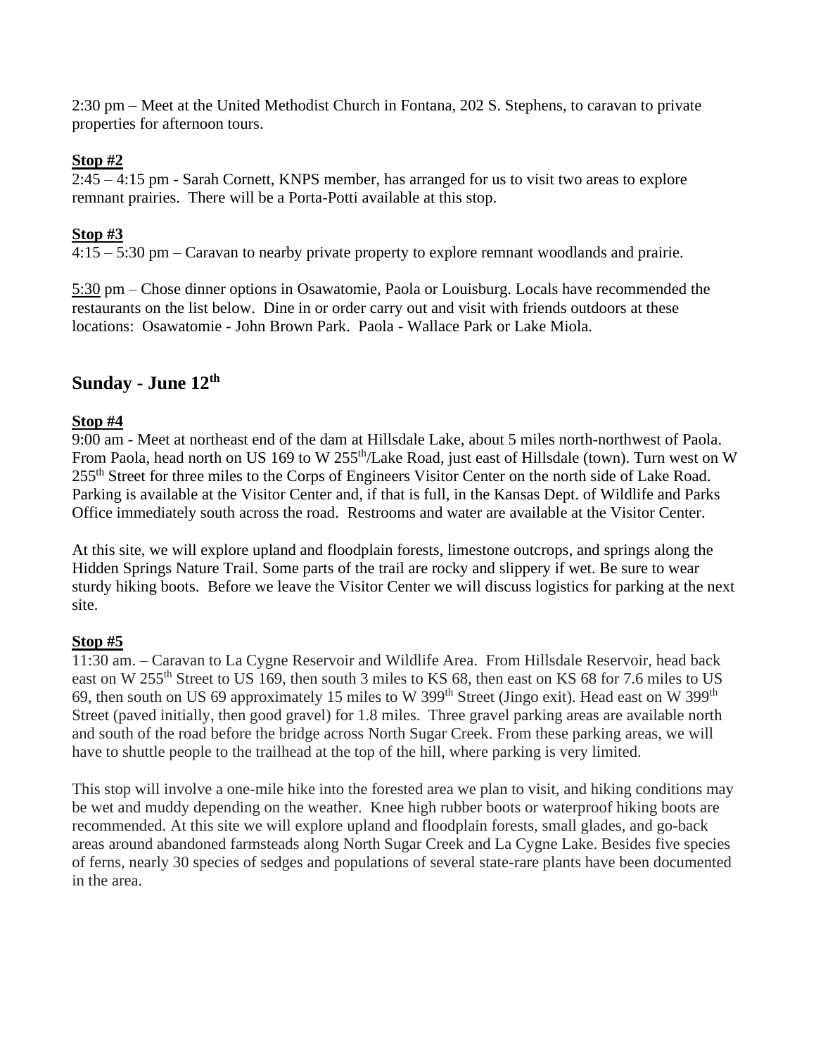2:30 pm – Meet at the United Methodist Church in Fontana, 202 S. Stephens, to caravan to private properties for afternoon tours.

**Stop #2**

2:45 – 4:15 pm - Sarah Cornett, KNPS member, has arranged for us to visit two areas to explore remnant prairies. There will be a Porta-Potti available at this stop.

**Stop #3**

4:15 – 5:30 pm – Caravan to nearby private property to explore remnant woodlands and prairie.

5:30 pm – Chose dinner options in Osawatomie, Paola or Louisburg. Locals have recommended the restaurants on the list below. Dine in or order carry out and visit with friends outdoors at these locations: Osawatomie - John Brown Park. Paola - Wallace Park or Lake Miola.

## Sunday - June 12th

**Stop #4**

9:00 am - Meet at northeast end of the dam at Hillsdale Lake, about 5 miles north-northwest of Paola. From Paola, head north on US 169 to W 255th/Lake Road, just east of Hillsdale (town). Turn west on W 255th Street for three miles to the Corps of Engineers Visitor Center on the north side of Lake Road. Parking is available at the Visitor Center and, if that is full, in the Kansas Dept. of Wildlife and Parks Office immediately south across the road. Restrooms and water are available at the Visitor Center.

At this site, we will explore upland and floodplain forests, limestone outcrops, and springs along the Hidden Springs Nature Trail. Some parts of the trail are rocky and slippery if wet. Be sure to wear sturdy hiking boots. Before we leave the Visitor Center we will discuss logistics for parking at the next site.

**Stop #5**

11:30 am. – Caravan to La Cygne Reservoir and Wildlife Area. From Hillsdale Reservoir, head back east on W 255th Street to US 169, then south 3 miles to KS 68, then east on KS 68 for 7.6 miles to US 69, then south on US 69 approximately 15 miles to W 399th Street (Jingo exit). Head east on W 399th Street (paved initially, then good gravel) for 1.8 miles. Three gravel parking areas are available north and south of the road before the bridge across North Sugar Creek. From these parking areas, we will have to shuttle people to the trailhead at the top of the hill, where parking is very limited.

This stop will involve a one-mile hike into the forested area we plan to visit, and hiking conditions may be wet and muddy depending on the weather. Knee high rubber boots or waterproof hiking boots are recommended. At this site we will explore upland and floodplain forests, small glades, and go-back areas around abandoned farmsteads along North Sugar Creek and La Cygne Lake. Besides five species of ferns, nearly 30 species of sedges and populations of several state-rare plants have been documented in the area.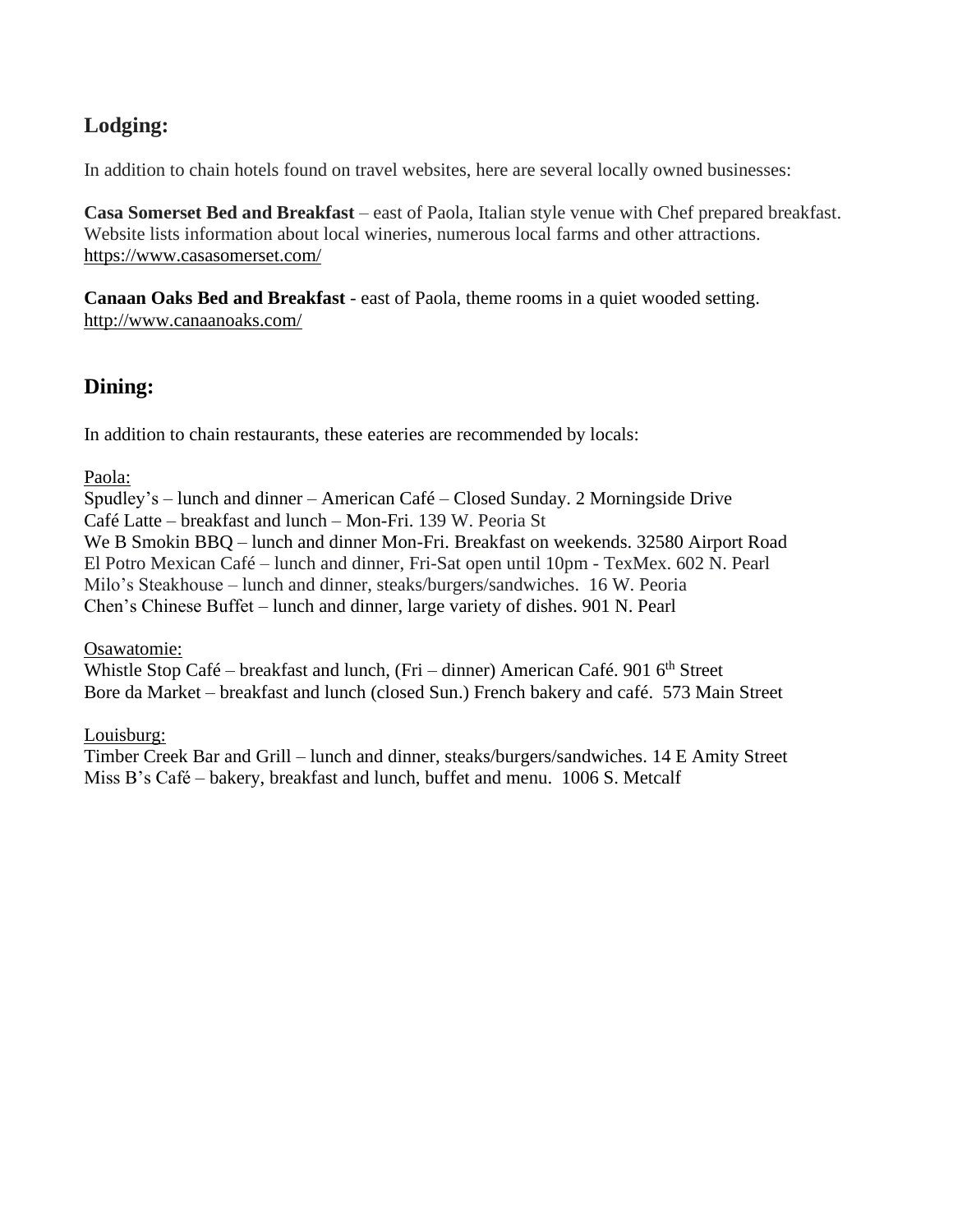## Lodging:

In addition to chain hotels found on travel websites, here are several locally owned businesses:

**Casa Somerset Bed and Breakfast** – east of Paola, Italian style venue with Chef prepared breakfast. Website lists information about local wineries, numerous local farms and other attractions. https://www.casasomerset.com/

**Canaan Oaks Bed and Breakfast** - east of Paola, theme rooms in a quiet wooded setting. http://www.canaanoaks.com/

## Dining:

In addition to chain restaurants, these eateries are recommended by locals:

Paola:
Spudley's – lunch and dinner – American Café – Closed Sunday. 2 Morningside Drive
Café Latte – breakfast and lunch – Mon-Fri. 139 W. Peoria St
We B Smokin BBQ – lunch and dinner Mon-Fri. Breakfast on weekends. 32580 Airport Road
El Potro Mexican Café – lunch and dinner, Fri-Sat open until 10pm - TexMex. 602 N. Pearl
Milo's Steakhouse – lunch and dinner, steaks/burgers/sandwiches. 16 W. Peoria
Chen's Chinese Buffet – lunch and dinner, large variety of dishes. 901 N. Pearl

Osawatomie:
Whistle Stop Café – breakfast and lunch, (Fri – dinner) American Café. 901 6th Street
Bore da Market – breakfast and lunch (closed Sun.) French bakery and café. 573 Main Street

Louisburg:
Timber Creek Bar and Grill – lunch and dinner, steaks/burgers/sandwiches. 14 E Amity Street
Miss B's Café – bakery, breakfast and lunch, buffet and menu. 1006 S. Metcalf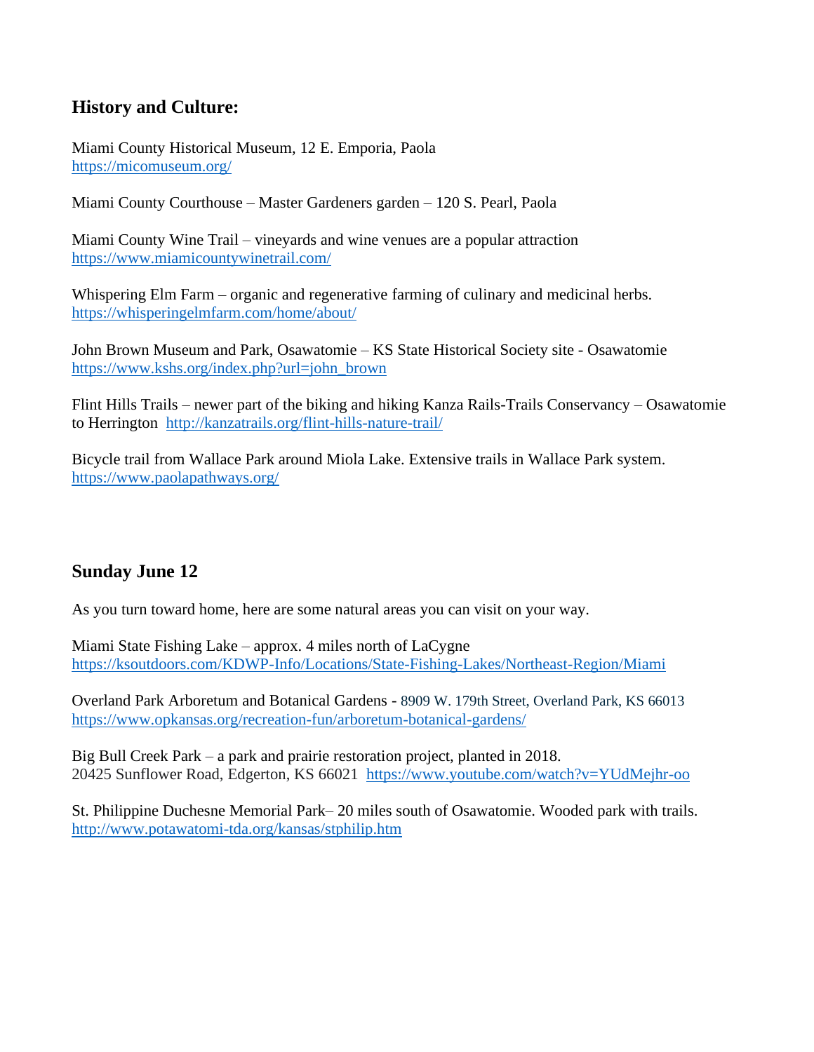## History and Culture:

Miami County Historical Museum, 12 E. Emporia, Paola
https://micomuseum.org/

Miami County Courthouse – Master Gardeners garden – 120 S. Pearl, Paola

Miami County Wine Trail – vineyards and wine venues are a popular attraction
https://www.miamicountywinetrail.com/

Whispering Elm Farm – organic and regenerative farming of culinary and medicinal herbs.
https://whisperingelmfarm.com/home/about/

John Brown Museum and Park, Osawatomie – KS State Historical Society site - Osawatomie
https://www.kshs.org/index.php?url=john_brown

Flint Hills Trails – newer part of the biking and hiking Kanza Rails-Trails Conservancy – Osawatomie to Herrington http://kanzatrails.org/flint-hills-nature-trail/

Bicycle trail from Wallace Park around Miola Lake. Extensive trails in Wallace Park system.
https://www.paolapathways.org/

## Sunday June 12

As you turn toward home, here are some natural areas you can visit on your way.

Miami State Fishing Lake – approx. 4 miles north of LaCygne
https://ksoutdoors.com/KDWP-Info/Locations/State-Fishing-Lakes/Northeast-Region/Miami

Overland Park Arboretum and Botanical Gardens - 8909 W. 179th Street, Overland Park, KS 66013
https://www.opkansas.org/recreation-fun/arboretum-botanical-gardens/

Big Bull Creek Park – a park and prairie restoration project, planted in 2018.
20425 Sunflower Road, Edgerton, KS 66021 https://www.youtube.com/watch?v=YUdMejhr-oo

St. Philippine Duchesne Memorial Park– 20 miles south of Osawatomie. Wooded park with trails.
http://www.potawatomi-tda.org/kansas/stphilip.htm